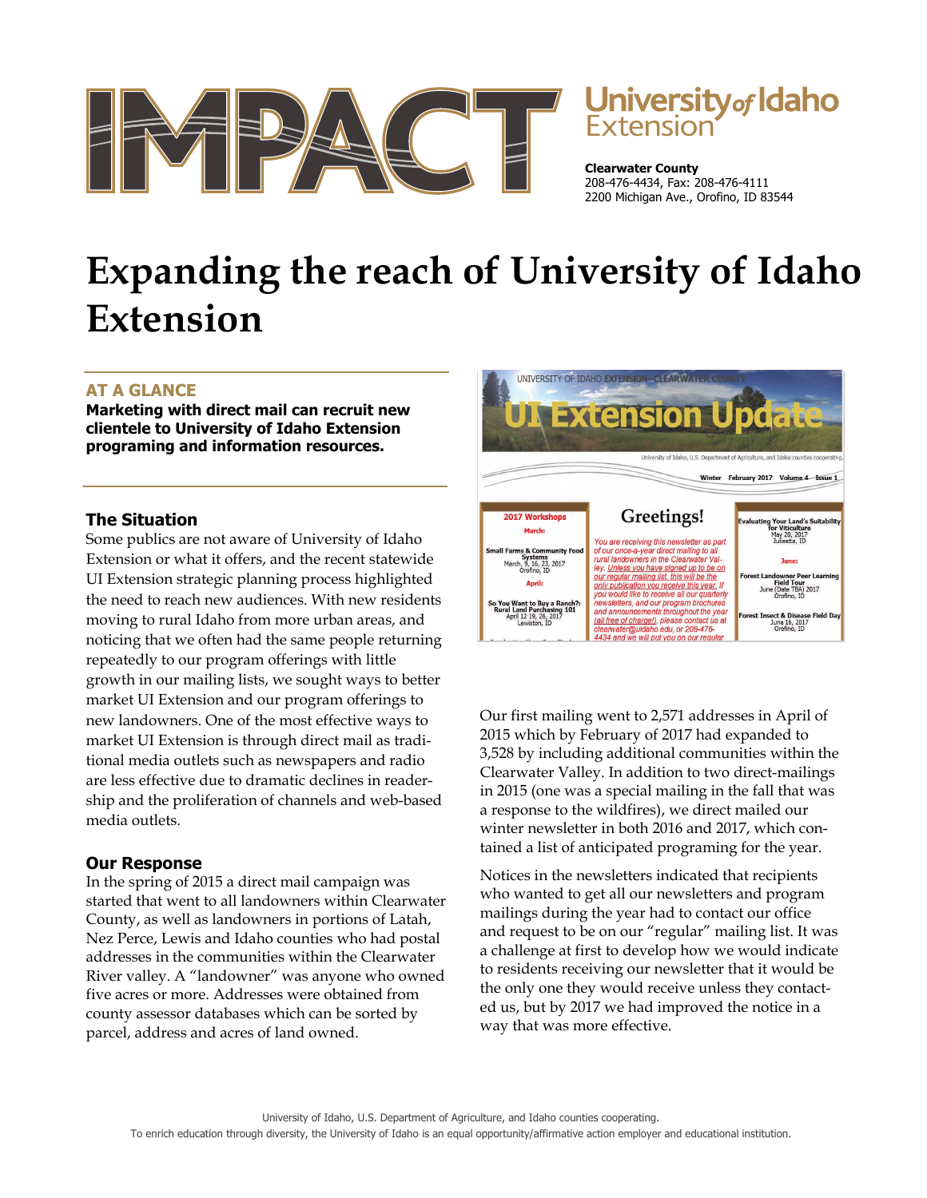# IMPACT

**University of Idaho Extension**

**Clearwater County**
208-476-4434, Fax: 208-476-4111
2200 Michigan Ave., Orofino, ID 83544

# Expanding the reach of University of Idaho Extension

## AT A GLANCE

**Marketing with direct mail can recruit new clientele to University of Idaho Extension programing and information resources.**

### The Situation

Some publics are not aware of University of Idaho Extension or what it offers, and the recent statewide UI Extension strategic planning process highlighted the need to reach new audiences. With new residents moving to rural Idaho from more urban areas, and noticing that we often had the same people returning repeatedly to our program offerings with little growth in our mailing lists, we sought ways to better market UI Extension and our program offerings to new landowners. One of the most effective ways to market UI Extension is through direct mail as traditional media outlets such as newspapers and radio are less effective due to dramatic declines in readership and the proliferation of channels and web-based media outlets.

### Our Response

In the spring of 2015 a direct mail campaign was started that went to all landowners within Clearwater County, as well as landowners in portions of Latah, Nez Perce, Lewis and Idaho counties who had postal addresses in the communities within the Clearwater River valley. A "landowner" was anyone who owned five acres or more. Addresses were obtained from county assessor databases which can be sorted by parcel, address and acres of land owned.

UNIVERSITY OF IDAHO EXTENSION—CLEARWATER COUNTY

**UI Extension Update**

University of Idaho, U.S. Department of Agriculture, and Idaho counties cooperating.

Winter February 2017 Volume 4 Issue 1

**2017 Workshops**

March:

Small Farms & Community Food Systems
March, 9, 16, 23, 2017
Orofino, ID

April:

So You Want to Buy a Ranch?: Rural Land Purchasing 101
April 12 19, 26, 2017
Lewiston, ID

**Greetings!**

*You are receiving this newsletter as part of our once-a-year direct mailing to all rural landowners in the Clearwater Valley. Unless you have signed up to be on our regular mailing list, this will be the only publication you receive this year. If you would like to receive all our quarterly newsletters, and our program brochures and announcements throughout the year (all free of charge!), please contact us at clearwater@uidaho.edu, or 208-476-4434 and we will put you on our regular*

Evaluating Your Land's Suitability for Viticulture
May 20, 2017
Juliaetta, ID

June:

Forest Landowner Peer Learning Field Tour
June (Date TBA) 2017
Orofino, ID

Forest Insect & Disease Field Day
June 16, 2017
Orofino, ID

Our first mailing went to 2,571 addresses in April of 2015 which by February of 2017 had expanded to 3,528 by including additional communities within the Clearwater Valley. In addition to two direct-mailings in 2015 (one was a special mailing in the fall that was a response to the wildfires), we direct mailed our winter newsletter in both 2016 and 2017, which contained a list of anticipated programing for the year.

Notices in the newsletters indicated that recipients who wanted to get all our newsletters and program mailings during the year had to contact our office and request to be on our "regular" mailing list. It was a challenge at first to develop how we would indicate to residents receiving our newsletter that it would be the only one they would receive unless they contacted us, but by 2017 we had improved the notice in a way that was more effective.

University of Idaho, U.S. Department of Agriculture, and Idaho counties cooperating.
To enrich education through diversity, the University of Idaho is an equal opportunity/affirmative action employer and educational institution.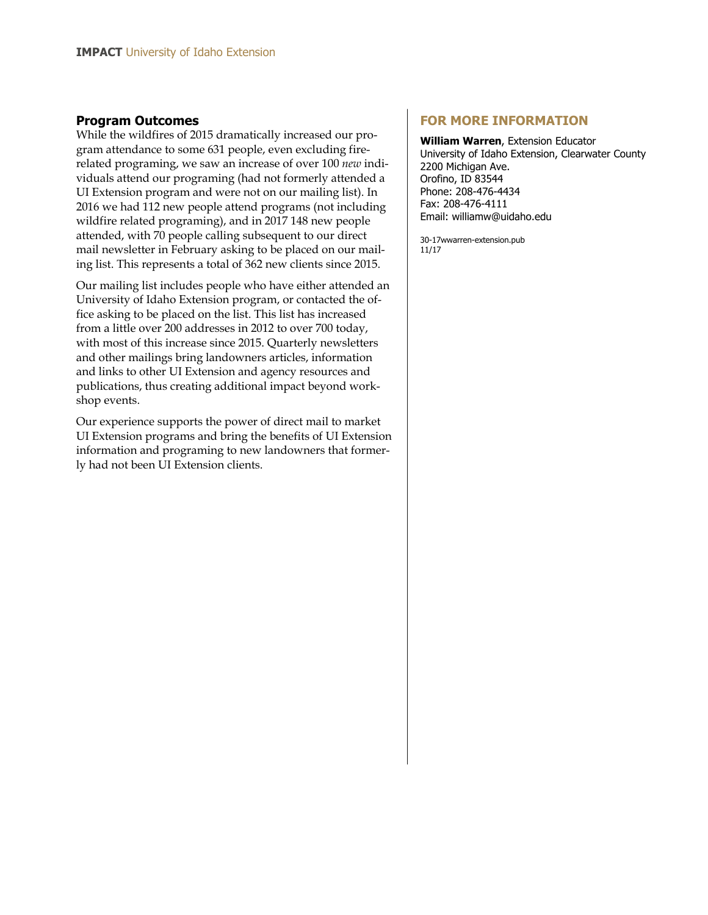## Program Outcomes

While the wildfires of 2015 dramatically increased our program attendance to some 631 people, even excluding fire-related programing, we saw an increase of over 100 *new* individuals attend our programing (had not formerly attended a UI Extension program and were not on our mailing list). In 2016 we had 112 new people attend programs (not including wildfire related programing), and in 2017 148 new people attended, with 70 people calling subsequent to our direct mail newsletter in February asking to be placed on our mailing list. This represents a total of 362 new clients since 2015.

Our mailing list includes people who have either attended an University of Idaho Extension program, or contacted the office asking to be placed on the list. This list has increased from a little over 200 addresses in 2012 to over 700 today, with most of this increase since 2015. Quarterly newsletters and other mailings bring landowners articles, information and links to other UI Extension and agency resources and publications, thus creating additional impact beyond workshop events.

Our experience supports the power of direct mail to market UI Extension programs and bring the benefits of UI Extension information and programing to new landowners that formerly had not been UI Extension clients.

## FOR MORE INFORMATION

**William Warren**, Extension Educator
University of Idaho Extension, Clearwater County
2200 Michigan Ave.
Orofino, ID 83544
Phone: 208-476-4434
Fax: 208-476-4111
Email: williamw@uidaho.edu

30-17wwarren-extension.pub
11/17